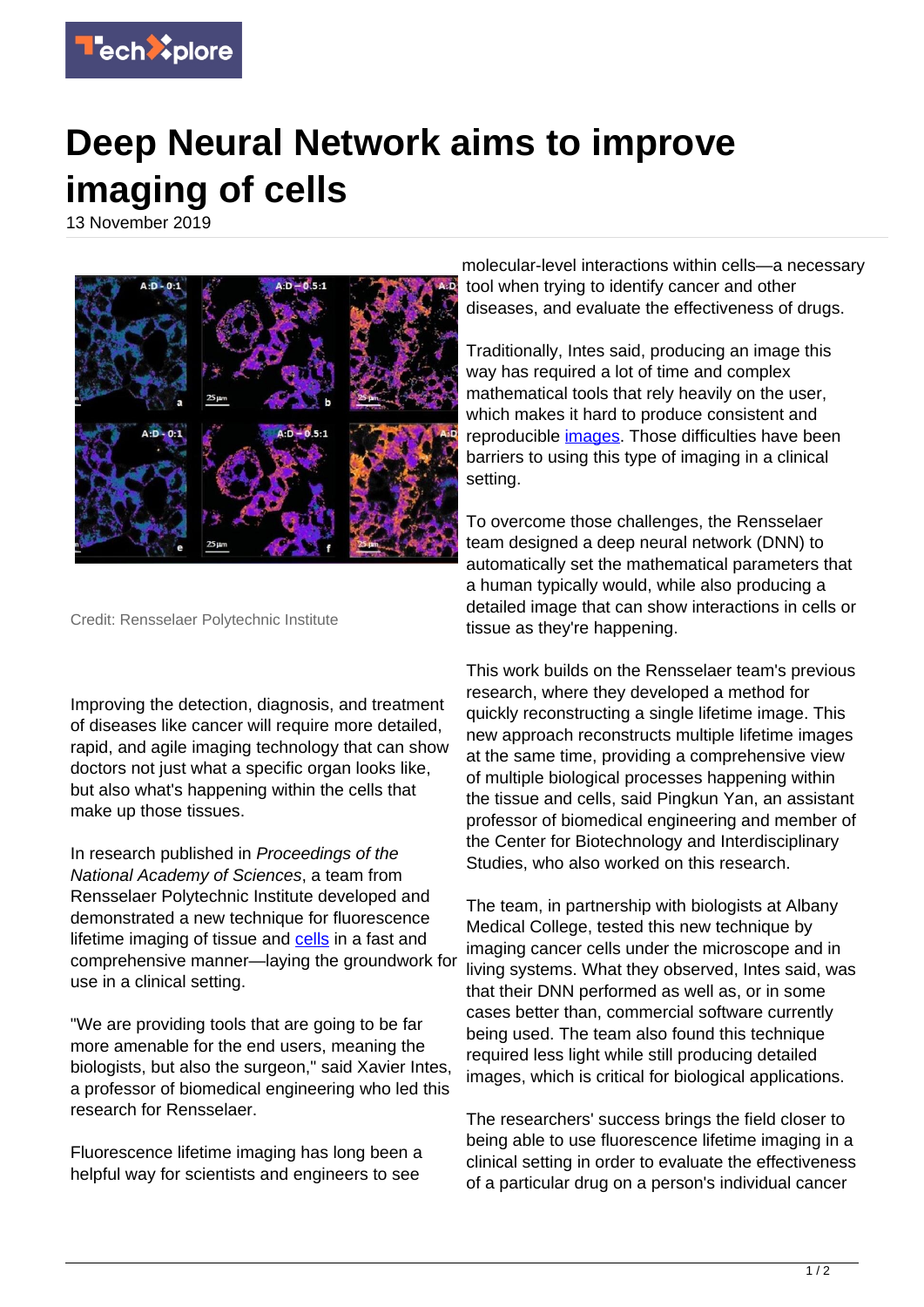# Deep Neural Network aims to improve imaging of cells

13 November 2019

Credit: Rensselaer Polytechnic Institute

Improving the detection, diagnosis, and treatment of diseases like cancer will require more detailed, rapid, and agile imaging technology that can show doctors not just what a specific organ looks like, but also what's happening within the cells that make up those tissues.

In research published in *Proceedings of the National Academy of Sciences*, a team from Rensselaer Polytechnic Institute developed and demonstrated a new technique for fluorescence lifetime imaging of tissue and cells in a fast and comprehensive manner—laying the groundwork for use in a clinical setting.

"We are providing tools that are going to be far more amenable for the end users, meaning the biologists, but also the surgeon," said Xavier Intes, a professor of biomedical engineering who led this research for Rensselaer.

Fluorescence lifetime imaging has long been a helpful way for scientists and engineers to see molecular-level interactions within cells—a necessary tool when trying to identify cancer and other diseases, and evaluate the effectiveness of drugs.

Traditionally, Intes said, producing an image this way has required a lot of time and complex mathematical tools that rely heavily on the user, which makes it hard to produce consistent and reproducible images. Those difficulties have been barriers to using this type of imaging in a clinical setting.

To overcome those challenges, the Rensselaer team designed a deep neural network (DNN) to automatically set the mathematical parameters that a human typically would, while also producing a detailed image that can show interactions in cells or tissue as they're happening.

This work builds on the Rensselaer team's previous research, where they developed a method for quickly reconstructing a single lifetime image. This new approach reconstructs multiple lifetime images at the same time, providing a comprehensive view of multiple biological processes happening within the tissue and cells, said Pingkun Yan, an assistant professor of biomedical engineering and member of the Center for Biotechnology and Interdisciplinary Studies, who also worked on this research.

The team, in partnership with biologists at Albany Medical College, tested this new technique by imaging cancer cells under the microscope and in living systems. What they observed, Intes said, was that their DNN performed as well as, or in some cases better than, commercial software currently being used. The team also found this technique required less light while still producing detailed images, which is critical for biological applications.

The researchers' success brings the field closer to being able to use fluorescence lifetime imaging in a clinical setting in order to evaluate the effectiveness of a particular drug on a person's individual cancer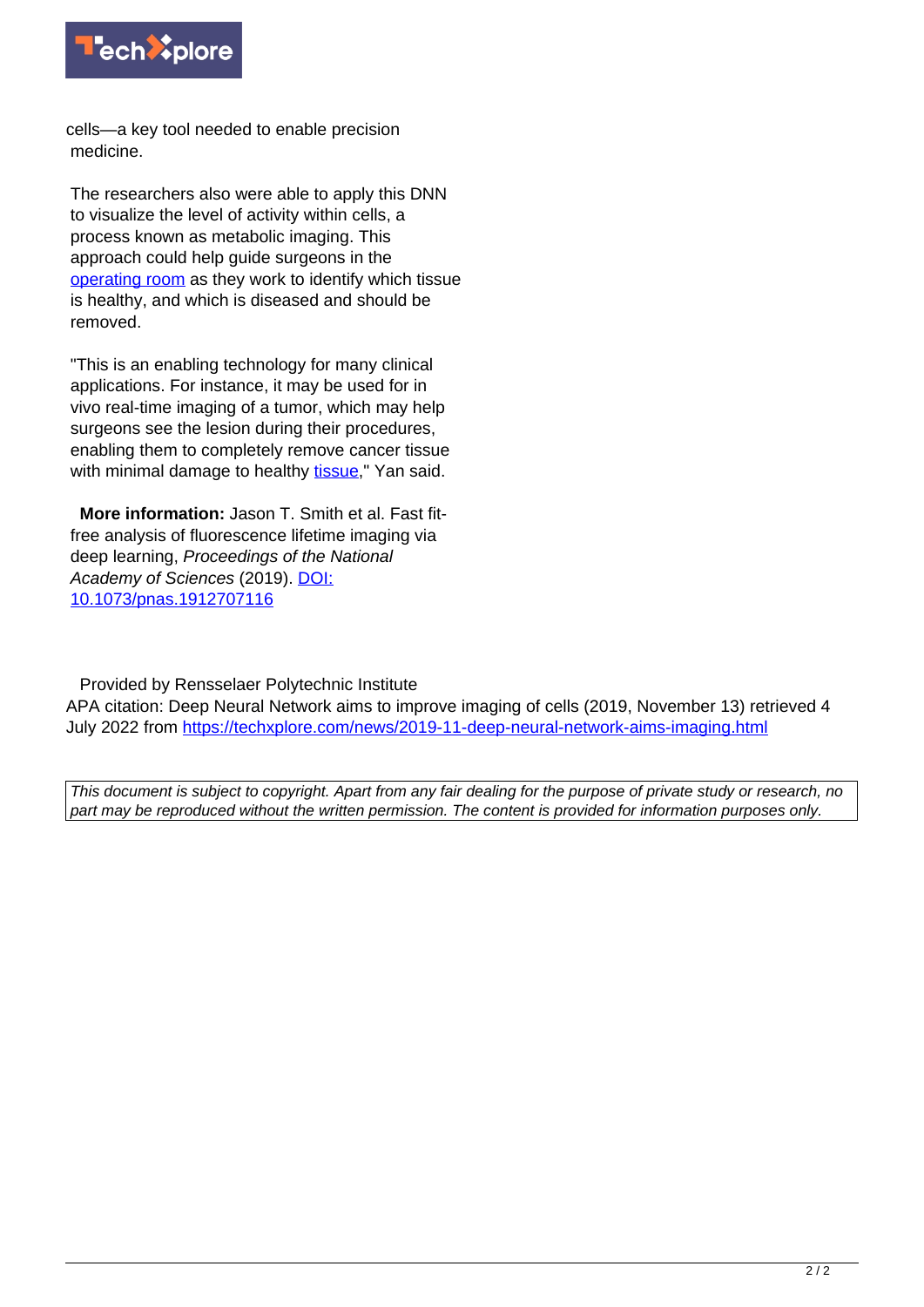cells—a key tool needed to enable precision medicine.

The researchers also were able to apply this DNN to visualize the level of activity within cells, a process known as metabolic imaging. This approach could help guide surgeons in the operating room as they work to identify which tissue is healthy, and which is diseased and should be removed.

"This is an enabling technology for many clinical applications. For instance, it may be used for in vivo real-time imaging of a tumor, which may help surgeons see the lesion during their procedures, enabling them to completely remove cancer tissue with minimal damage to healthy tissue," Yan said.

**More information:** Jason T. Smith et al. Fast fit-free analysis of fluorescence lifetime imaging via deep learning, *Proceedings of the National Academy of Sciences* (2019). DOI: 10.1073/pnas.1912707116

Provided by Rensselaer Polytechnic Institute

APA citation: Deep Neural Network aims to improve imaging of cells (2019, November 13) retrieved 4 July 2022 from https://techxplore.com/news/2019-11-deep-neural-network-aims-imaging.html

*This document is subject to copyright. Apart from any fair dealing for the purpose of private study or research, no part may be reproduced without the written permission. The content is provided for information purposes only.*